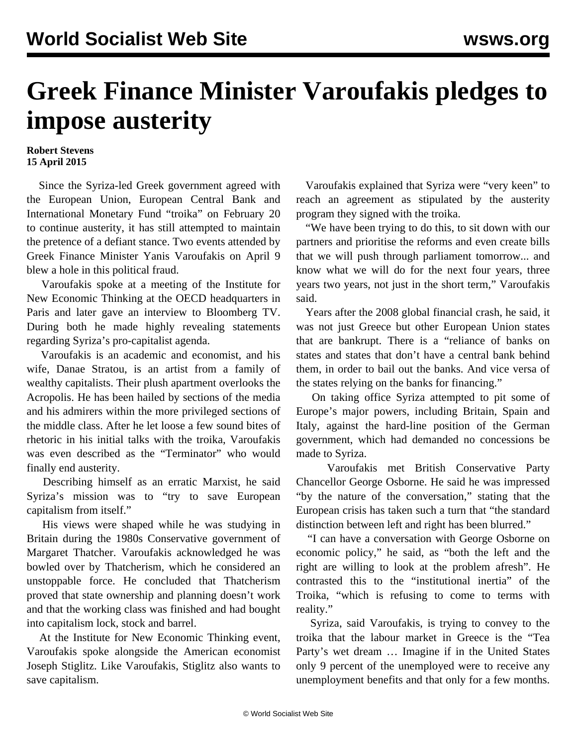# Greek Finance Minister Varoufakis pledges to impose austerity

**Robert Stevens**
**15 April 2015**

Since the Syriza-led Greek government agreed with the European Union, European Central Bank and International Monetary Fund "troika" on February 20 to continue austerity, it has still attempted to maintain the pretence of a defiant stance. Two events attended by Greek Finance Minister Yanis Varoufakis on April 9 blew a hole in this political fraud.

Varoufakis spoke at a meeting of the Institute for New Economic Thinking at the OECD headquarters in Paris and later gave an interview to Bloomberg TV. During both he made highly revealing statements regarding Syriza's pro-capitalist agenda.

Varoufakis is an academic and economist, and his wife, Danae Stratou, is an artist from a family of wealthy capitalists. Their plush apartment overlooks the Acropolis. He has been hailed by sections of the media and his admirers within the more privileged sections of the middle class. After he let loose a few sound bites of rhetoric in his initial talks with the troika, Varoufakis was even described as the "Terminator" who would finally end austerity.

Describing himself as an erratic Marxist, he said Syriza's mission was to "try to save European capitalism from itself."

His views were shaped while he was studying in Britain during the 1980s Conservative government of Margaret Thatcher. Varoufakis acknowledged he was bowled over by Thatcherism, which he considered an unstoppable force. He concluded that Thatcherism proved that state ownership and planning doesn't work and that the working class was finished and had bought into capitalism lock, stock and barrel.

At the Institute for New Economic Thinking event, Varoufakis spoke alongside the American economist Joseph Stiglitz. Like Varoufakis, Stiglitz also wants to save capitalism.

Varoufakis explained that Syriza were "very keen" to reach an agreement as stipulated by the austerity program they signed with the troika.

"We have been trying to do this, to sit down with our partners and prioritise the reforms and even create bills that we will push through parliament tomorrow... and know what we will do for the next four years, three years two years, not just in the short term," Varoufakis said.

Years after the 2008 global financial crash, he said, it was not just Greece but other European Union states that are bankrupt. There is a "reliance of banks on states and states that don't have a central bank behind them, in order to bail out the banks. And vice versa of the states relying on the banks for financing."

On taking office Syriza attempted to pit some of Europe's major powers, including Britain, Spain and Italy, against the hard-line position of the German government, which had demanded no concessions be made to Syriza.

Varoufakis met British Conservative Party Chancellor George Osborne. He said he was impressed "by the nature of the conversation," stating that the European crisis has taken such a turn that "the standard distinction between left and right has been blurred."

"I can have a conversation with George Osborne on economic policy," he said, as "both the left and the right are willing to look at the problem afresh". He contrasted this to the "institutional inertia" of the Troika, "which is refusing to come to terms with reality."

Syriza, said Varoufakis, is trying to convey to the troika that the labour market in Greece is the "Tea Party's wet dream … Imagine if in the United States only 9 percent of the unemployed were to receive any unemployment benefits and that only for a few months.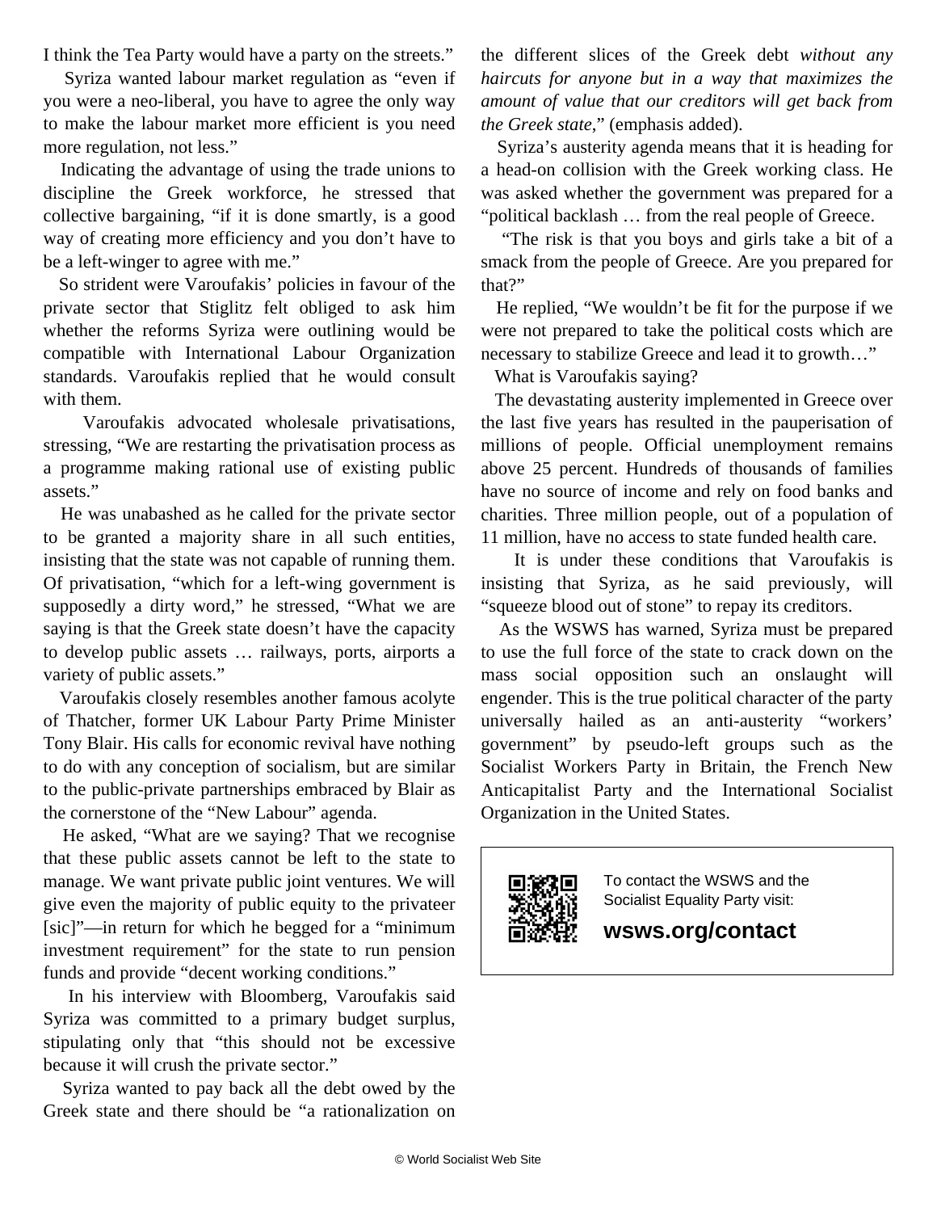I think the Tea Party would have a party on the streets."

Syriza wanted labour market regulation as "even if you were a neo-liberal, you have to agree the only way to make the labour market more efficient is you need more regulation, not less."

Indicating the advantage of using the trade unions to discipline the Greek workforce, he stressed that collective bargaining, "if it is done smartly, is a good way of creating more efficiency and you don't have to be a left-winger to agree with me."

So strident were Varoufakis' policies in favour of the private sector that Stiglitz felt obliged to ask him whether the reforms Syriza were outlining would be compatible with International Labour Organization standards. Varoufakis replied that he would consult with them.

Varoufakis advocated wholesale privatisations, stressing, "We are restarting the privatisation process as a programme making rational use of existing public assets."

He was unabashed as he called for the private sector to be granted a majority share in all such entities, insisting that the state was not capable of running them. Of privatisation, "which for a left-wing government is supposedly a dirty word," he stressed, "What we are saying is that the Greek state doesn't have the capacity to develop public assets … railways, ports, airports a variety of public assets."

Varoufakis closely resembles another famous acolyte of Thatcher, former UK Labour Party Prime Minister Tony Blair. His calls for economic revival have nothing to do with any conception of socialism, but are similar to the public-private partnerships embraced by Blair as the cornerstone of the "New Labour" agenda.

He asked, "What are we saying? That we recognise that these public assets cannot be left to the state to manage. We want private public joint ventures. We will give even the majority of public equity to the privateer [sic]"—in return for which he begged for a "minimum investment requirement" for the state to run pension funds and provide "decent working conditions."

In his interview with Bloomberg, Varoufakis said Syriza was committed to a primary budget surplus, stipulating only that "this should not be excessive because it will crush the private sector."

Syriza wanted to pay back all the debt owed by the Greek state and there should be "a rationalization on the different slices of the Greek debt *without any haircuts for anyone but in a way that maximizes the amount of value that our creditors will get back from the Greek state*," (emphasis added).

Syriza's austerity agenda means that it is heading for a head-on collision with the Greek working class. He was asked whether the government was prepared for a "political backlash … from the real people of Greece.

"The risk is that you boys and girls take a bit of a smack from the people of Greece. Are you prepared for that?"

He replied, "We wouldn't be fit for the purpose if we were not prepared to take the political costs which are necessary to stabilize Greece and lead it to growth…"

What is Varoufakis saying?

The devastating austerity implemented in Greece over the last five years has resulted in the pauperisation of millions of people. Official unemployment remains above 25 percent. Hundreds of thousands of families have no source of income and rely on food banks and charities. Three million people, out of a population of 11 million, have no access to state funded health care.

It is under these conditions that Varoufakis is insisting that Syriza, as he said previously, will "squeeze blood out of stone" to repay its creditors.

As the WSWS has warned, Syriza must be prepared to use the full force of the state to crack down on the mass social opposition such an onslaught will engender. This is the true political character of the party universally hailed as an anti-austerity "workers' government" by pseudo-left groups such as the Socialist Workers Party in Britain, the French New Anticapitalist Party and the International Socialist Organization in the United States.

To contact the WSWS and the Socialist Equality Party visit:

**wsws.org/contact**